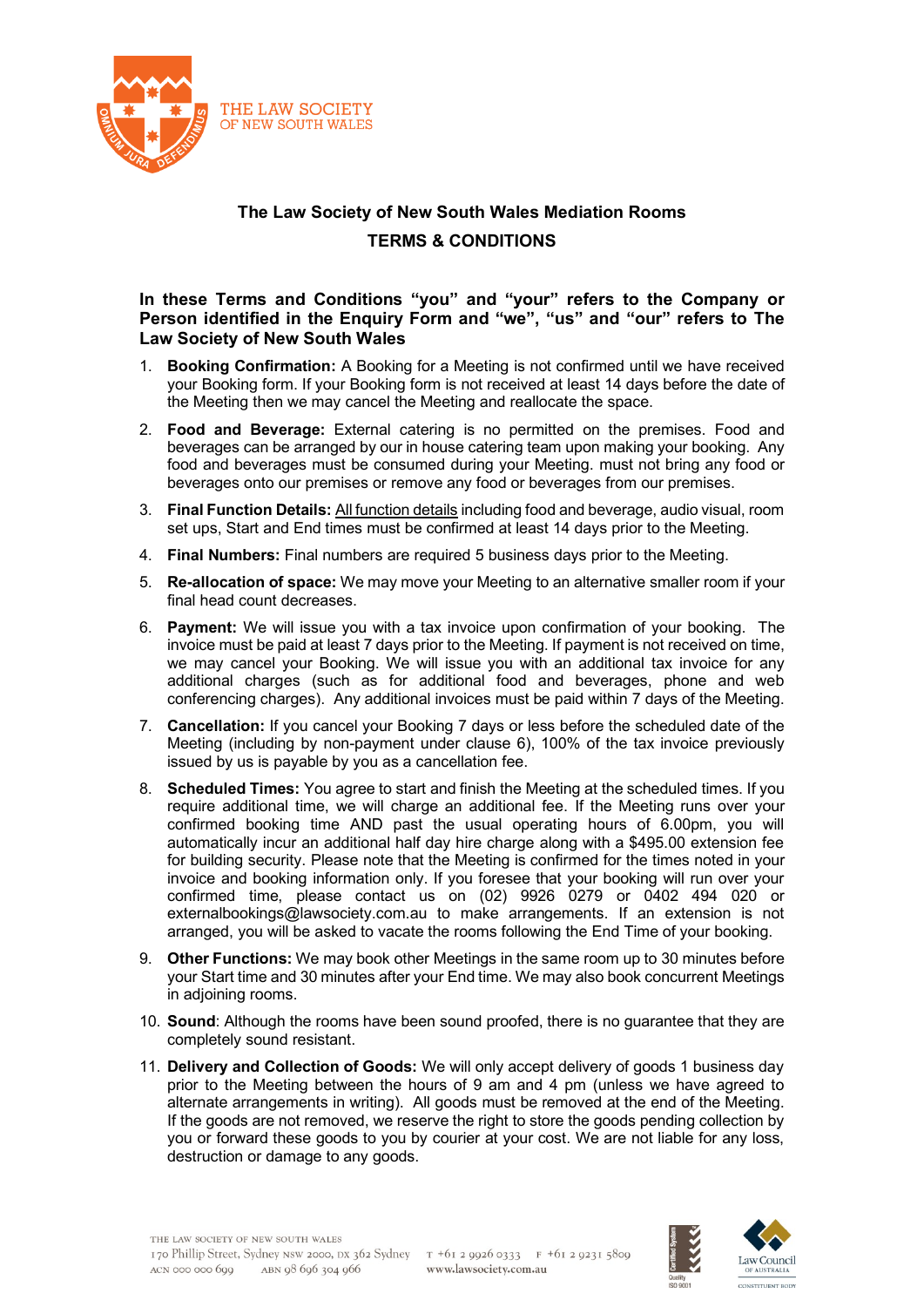THE LAW SOCIETY OF NEW SOUTH WALES

# The Law Society of New South Wales Mediation Rooms

## TERMS & CONDITIONS

**In these Terms and Conditions "you" and "your" refers to the Company or Person identified in the Enquiry Form and "we", "us" and "our" refers to The Law Society of New South Wales**

1. **Booking Confirmation:** A Booking for a Meeting is not confirmed until we have received your Booking form. If your Booking form is not received at least 14 days before the date of the Meeting then we may cancel the Meeting and reallocate the space.
2. **Food and Beverage:** External catering is no permitted on the premises. Food and beverages can be arranged by our in house catering team upon making your booking. Any food and beverages must be consumed during your Meeting. must not bring any food or beverages onto our premises or remove any food or beverages from our premises.
3. **Final Function Details:** All function details including food and beverage, audio visual, room set ups, Start and End times must be confirmed at least 14 days prior to the Meeting.
4. **Final Numbers:** Final numbers are required 5 business days prior to the Meeting.
5. **Re-allocation of space:** We may move your Meeting to an alternative smaller room if your final head count decreases.
6. **Payment:** We will issue you with a tax invoice upon confirmation of your booking. The invoice must be paid at least 7 days prior to the Meeting. If payment is not received on time, we may cancel your Booking. We will issue you with an additional tax invoice for any additional charges (such as for additional food and beverages, phone and web conferencing charges). Any additional invoices must be paid within 7 days of the Meeting.
7. **Cancellation:** If you cancel your Booking 7 days or less before the scheduled date of the Meeting (including by non-payment under clause 6), 100% of the tax invoice previously issued by us is payable by you as a cancellation fee.
8. **Scheduled Times:** You agree to start and finish the Meeting at the scheduled times. If you require additional time, we will charge an additional fee. If the Meeting runs over your confirmed booking time AND past the usual operating hours of 6.00pm, you will automatically incur an additional half day hire charge along with a $495.00 extension fee for building security. Please note that the Meeting is confirmed for the times noted in your invoice and booking information only. If you foresee that your booking will run over your confirmed time, please contact us on (02) 9926 0279 or 0402 494 020 or externalbookings@lawsociety.com.au to make arrangements. If an extension is not arranged, you will be asked to vacate the rooms following the End Time of your booking.
9. **Other Functions:** We may book other Meetings in the same room up to 30 minutes before your Start time and 30 minutes after your End time. We may also book concurrent Meetings in adjoining rooms.
10. **Sound**: Although the rooms have been sound proofed, there is no guarantee that they are completely sound resistant.
11. **Delivery and Collection of Goods:** We will only accept delivery of goods 1 business day prior to the Meeting between the hours of 9 am and 4 pm (unless we have agreed to alternate arrangements in writing). All goods must be removed at the end of the Meeting. If the goods are not removed, we reserve the right to store the goods pending collection by you or forward these goods to you by courier at your cost. We are not liable for any loss, destruction or damage to any goods.

THE LAW SOCIETY OF NEW SOUTH WALES
170 Phillip Street, Sydney NSW 2000, DX 362 Sydney T +61 2 9926 0333 F +61 2 9231 5809
ACN 000 000 699 ABN 98 696 304 966 www.lawsociety.com.au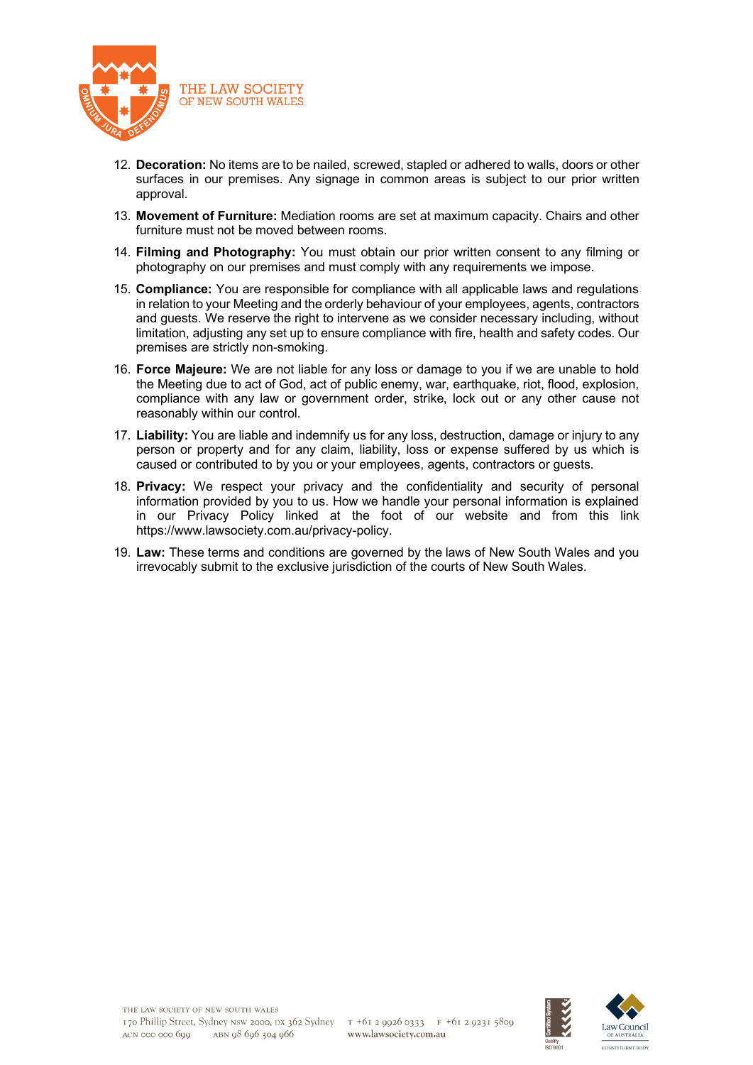12. **Decoration:** No items are to be nailed, screwed, stapled or adhered to walls, doors or other surfaces in our premises. Any signage in common areas is subject to our prior written approval.
13. **Movement of Furniture:** Mediation rooms are set at maximum capacity. Chairs and other furniture must not be moved between rooms.
14. **Filming and Photography:** You must obtain our prior written consent to any filming or photography on our premises and must comply with any requirements we impose.
15. **Compliance:** You are responsible for compliance with all applicable laws and regulations in relation to your Meeting and the orderly behaviour of your employees, agents, contractors and guests. We reserve the right to intervene as we consider necessary including, without limitation, adjusting any set up to ensure compliance with fire, health and safety codes. Our premises are strictly non-smoking.
16. **Force Majeure:** We are not liable for any loss or damage to you if we are unable to hold the Meeting due to act of God, act of public enemy, war, earthquake, riot, flood, explosion, compliance with any law or government order, strike, lock out or any other cause not reasonably within our control.
17. **Liability:** You are liable and indemnify us for any loss, destruction, damage or injury to any person or property and for any claim, liability, loss or expense suffered by us which is caused or contributed to by you or your employees, agents, contractors or guests.
18. **Privacy:** We respect your privacy and the confidentiality and security of personal information provided by you to us. How we handle your personal information is explained in our Privacy Policy linked at the foot of our website and from this link https://www.lawsociety.com.au/privacy-policy.
19. **Law:** These terms and conditions are governed by the laws of New South Wales and you irrevocably submit to the exclusive jurisdiction of the courts of New South Wales.